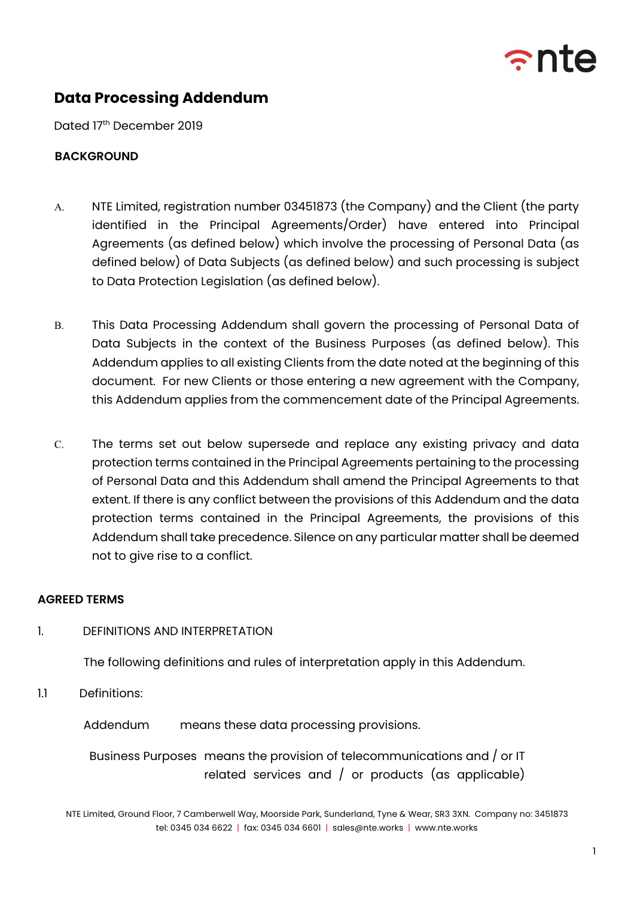# Data Processing Addendum

Dated 17th December 2019

**BACKGROUND**

A. NTE Limited, registration number 03451873 (the Company) and the Client (the party identified in the Principal Agreements/Order) have entered into Principal Agreements (as defined below) which involve the processing of Personal Data (as defined below) of Data Subjects (as defined below) and such processing is subject to Data Protection Legislation (as defined below).

B. This Data Processing Addendum shall govern the processing of Personal Data of Data Subjects in the context of the Business Purposes (as defined below). This Addendum applies to all existing Clients from the date noted at the beginning of this document. For new Clients or those entering a new agreement with the Company, this Addendum applies from the commencement date of the Principal Agreements.

C. The terms set out below supersede and replace any existing privacy and data protection terms contained in the Principal Agreements pertaining to the processing of Personal Data and this Addendum shall amend the Principal Agreements to that extent. If there is any conflict between the provisions of this Addendum and the data protection terms contained in the Principal Agreements, the provisions of this Addendum shall take precedence. Silence on any particular matter shall be deemed not to give rise to a conflict.

**AGREED TERMS**

1. DEFINITIONS AND INTERPRETATION

The following definitions and rules of interpretation apply in this Addendum.

1.1 Definitions:

Addendum means these data processing provisions.

Business Purposes means the provision of telecommunications and / or IT related services and / or products (as applicable)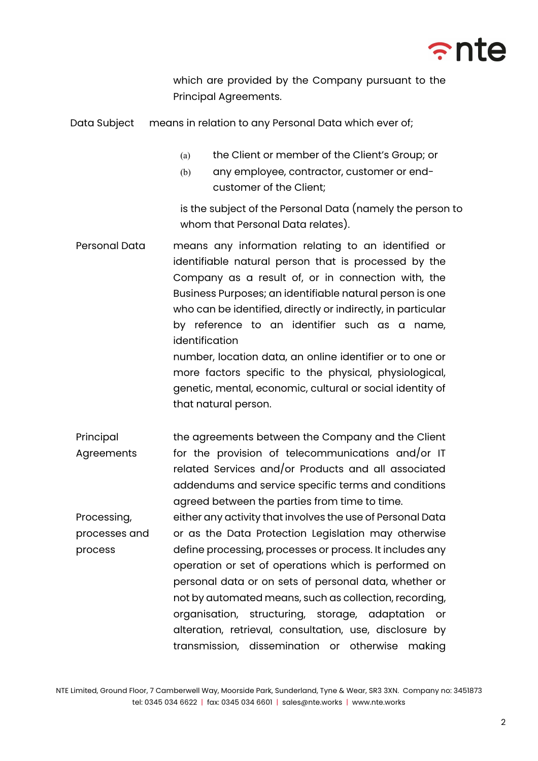which are provided by the Company pursuant to the Principal Agreements.

**Data Subject** means in relation to any Personal Data which ever of;

(a) the Client or member of the Client's Group; or

(b) any employee, contractor, customer or end-customer of the Client;

is the subject of the Personal Data (namely the person to whom that Personal Data relates).

**Personal Data** means any information relating to an identified or identifiable natural person that is processed by the Company as a result of, or in connection with, the Business Purposes; an identifiable natural person is one who can be identified, directly or indirectly, in particular by reference to an identifier such as a name, identification number, location data, an online identifier or to one or more factors specific to the physical, physiological, genetic, mental, economic, cultural or social identity of that natural person.

**Principal Agreements** the agreements between the Company and the Client for the provision of telecommunications and/or IT related Services and/or Products and all associated addendums and service specific terms and conditions agreed between the parties from time to time.

**Processing, processes and process** either any activity that involves the use of Personal Data or as the Data Protection Legislation may otherwise define processing, processes or process. It includes any operation or set of operations which is performed on personal data or on sets of personal data, whether or not by automated means, such as collection, recording, organisation, structuring, storage, adaptation or alteration, retrieval, consultation, use, disclosure by transmission, dissemination or otherwise making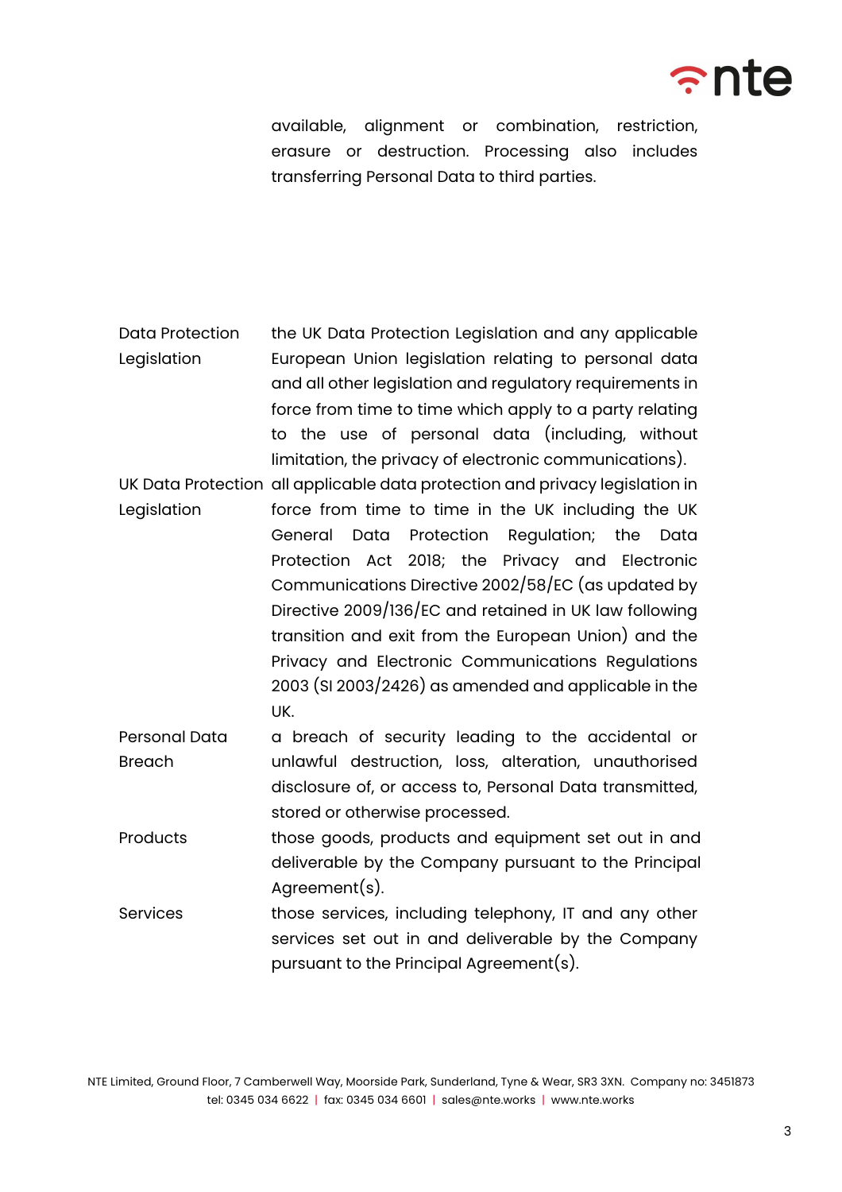available, alignment or combination, restriction, erasure or destruction. Processing also includes transferring Personal Data to third parties.

| | |
|---|---|
| Data Protection Legislation | the UK Data Protection Legislation and any applicable European Union legislation relating to personal data and all other legislation and regulatory requirements in force from time to time which apply to a party relating to the use of personal data (including, without limitation, the privacy of electronic communications). |
| UK Data Protection Legislation | all applicable data protection and privacy legislation in force from time to time in the UK including the UK General Data Protection Regulation; the Data Protection Act 2018; the Privacy and Electronic Communications Directive 2002/58/EC (as updated by Directive 2009/136/EC and retained in UK law following transition and exit from the European Union) and the Privacy and Electronic Communications Regulations 2003 (SI 2003/2426) as amended and applicable in the UK. |
| Personal Data Breach | a breach of security leading to the accidental or unlawful destruction, loss, alteration, unauthorised disclosure of, or access to, Personal Data transmitted, stored or otherwise processed. |
| Products | those goods, products and equipment set out in and deliverable by the Company pursuant to the Principal Agreement(s). |
| Services | those services, including telephony, IT and any other services set out in and deliverable by the Company pursuant to the Principal Agreement(s). |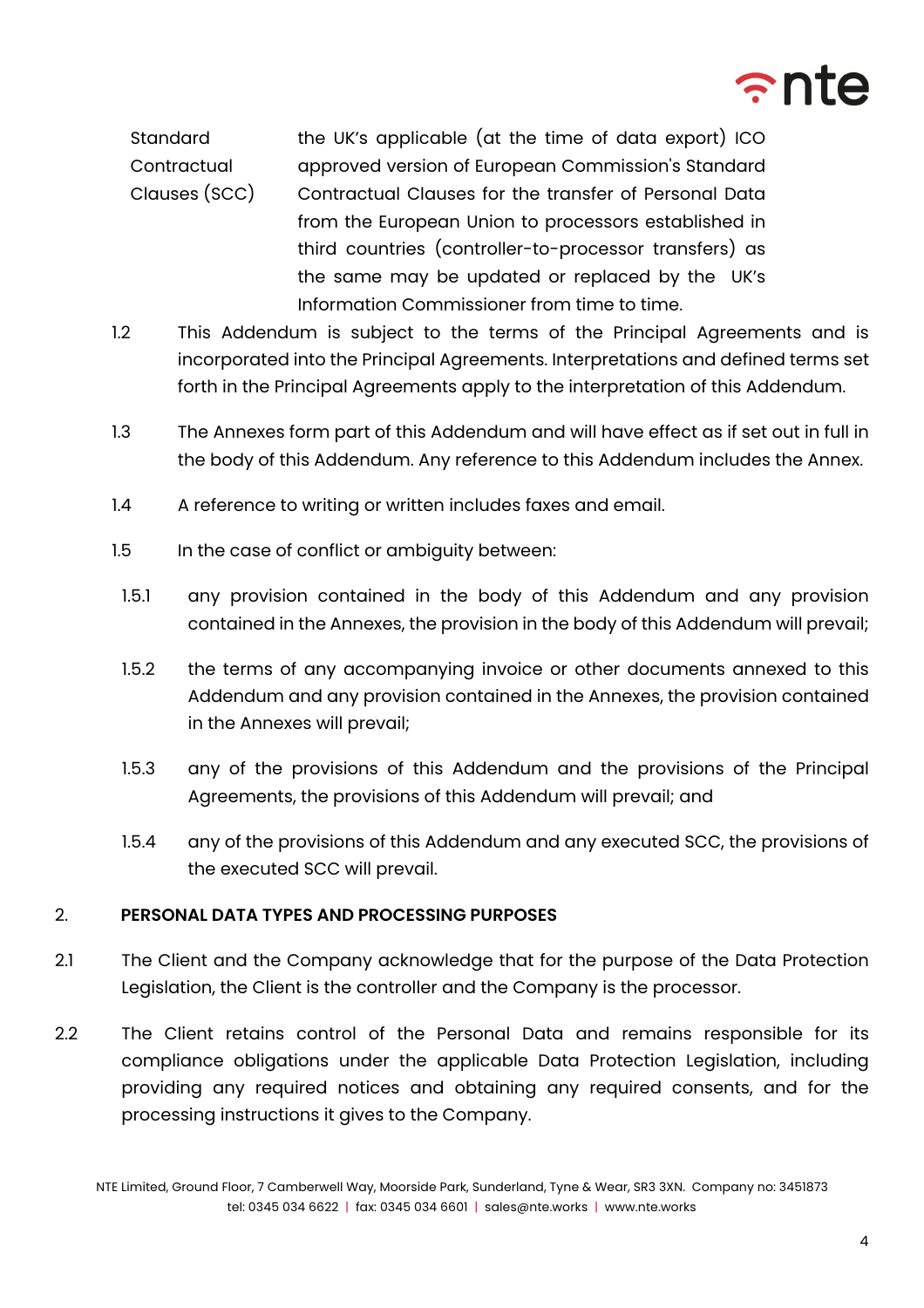| | |
|---|---|
| Standard Contractual Clauses (SCC) | the UK's applicable (at the time of data export) ICO approved version of European Commission's Standard Contractual Clauses for the transfer of Personal Data from the European Union to processors established in third countries (controller-to-processor transfers) as the same may be updated or replaced by the UK's Information Commissioner from time to time. |

1.2 This Addendum is subject to the terms of the Principal Agreements and is incorporated into the Principal Agreements. Interpretations and defined terms set forth in the Principal Agreements apply to the interpretation of this Addendum.

1.3 The Annexes form part of this Addendum and will have effect as if set out in full in the body of this Addendum. Any reference to this Addendum includes the Annex.

1.4 A reference to writing or written includes faxes and email.

1.5 In the case of conflict or ambiguity between:

1.5.1 any provision contained in the body of this Addendum and any provision contained in the Annexes, the provision in the body of this Addendum will prevail;

1.5.2 the terms of any accompanying invoice or other documents annexed to this Addendum and any provision contained in the Annexes, the provision contained in the Annexes will prevail;

1.5.3 any of the provisions of this Addendum and the provisions of the Principal Agreements, the provisions of this Addendum will prevail; and

1.5.4 any of the provisions of this Addendum and any executed SCC, the provisions of the executed SCC will prevail.

## 2. PERSONAL DATA TYPES AND PROCESSING PURPOSES

2.1 The Client and the Company acknowledge that for the purpose of the Data Protection Legislation, the Client is the controller and the Company is the processor.

2.2 The Client retains control of the Personal Data and remains responsible for its compliance obligations under the applicable Data Protection Legislation, including providing any required notices and obtaining any required consents, and for the processing instructions it gives to the Company.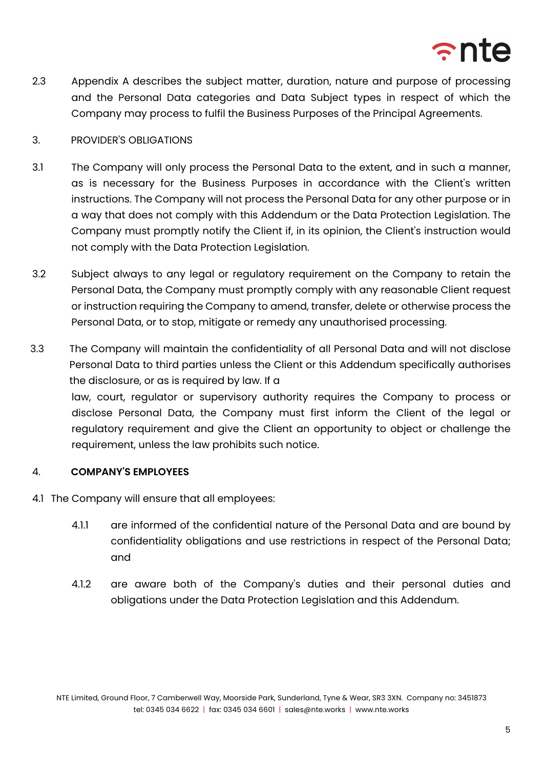2.3 Appendix A describes the subject matter, duration, nature and purpose of processing and the Personal Data categories and Data Subject types in respect of which the Company may process to fulfil the Business Purposes of the Principal Agreements.

3. PROVIDER'S OBLIGATIONS

3.1 The Company will only process the Personal Data to the extent, and in such a manner, as is necessary for the Business Purposes in accordance with the Client's written instructions. The Company will not process the Personal Data for any other purpose or in a way that does not comply with this Addendum or the Data Protection Legislation. The Company must promptly notify the Client if, in its opinion, the Client's instruction would not comply with the Data Protection Legislation.

3.2 Subject always to any legal or regulatory requirement on the Company to retain the Personal Data, the Company must promptly comply with any reasonable Client request or instruction requiring the Company to amend, transfer, delete or otherwise process the Personal Data, or to stop, mitigate or remedy any unauthorised processing.

3.3 The Company will maintain the confidentiality of all Personal Data and will not disclose Personal Data to third parties unless the Client or this Addendum specifically authorises the disclosure, or as is required by law. If a law, court, regulator or supervisory authority requires the Company to process or disclose Personal Data, the Company must first inform the Client of the legal or regulatory requirement and give the Client an opportunity to object or challenge the requirement, unless the law prohibits such notice.

4. **COMPANY'S EMPLOYEES**

4.1 The Company will ensure that all employees:

4.1.1 are informed of the confidential nature of the Personal Data and are bound by confidentiality obligations and use restrictions in respect of the Personal Data; and

4.1.2 are aware both of the Company's duties and their personal duties and obligations under the Data Protection Legislation and this Addendum.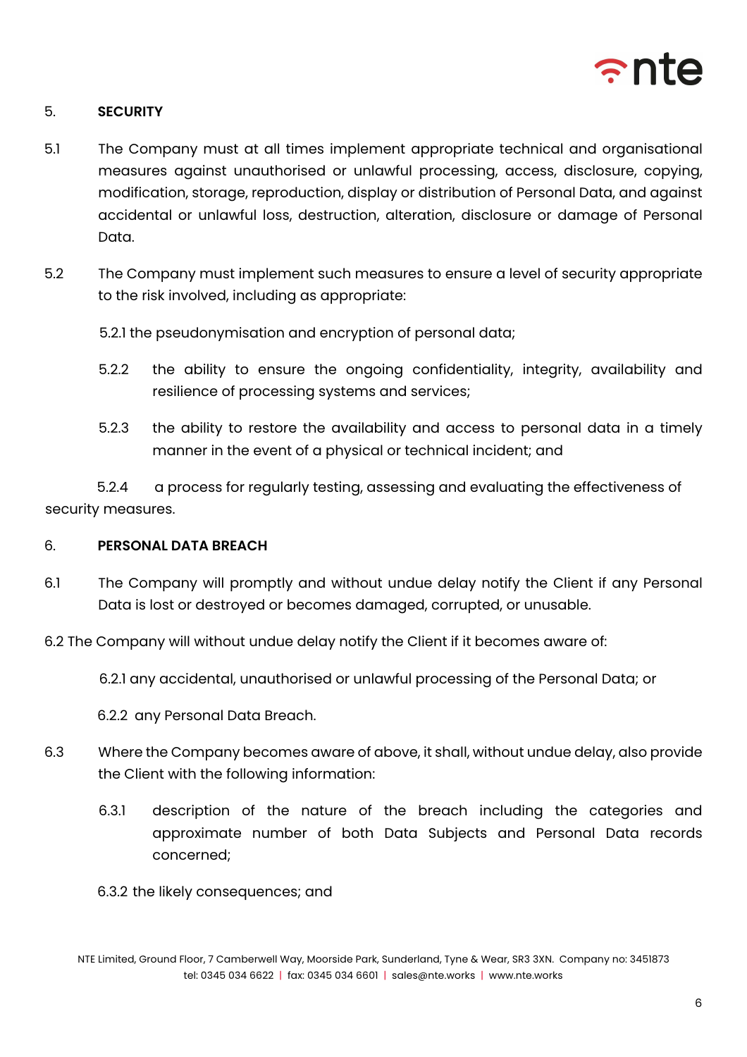## 5. SECURITY

5.1 The Company must at all times implement appropriate technical and organisational measures against unauthorised or unlawful processing, access, disclosure, copying, modification, storage, reproduction, display or distribution of Personal Data, and against accidental or unlawful loss, destruction, alteration, disclosure or damage of Personal Data.

5.2 The Company must implement such measures to ensure a level of security appropriate to the risk involved, including as appropriate:

5.2.1 the pseudonymisation and encryption of personal data;

5.2.2 the ability to ensure the ongoing confidentiality, integrity, availability and resilience of processing systems and services;

5.2.3 the ability to restore the availability and access to personal data in a timely manner in the event of a physical or technical incident; and

5.2.4 a process for regularly testing, assessing and evaluating the effectiveness of security measures.

## 6. PERSONAL DATA BREACH

6.1 The Company will promptly and without undue delay notify the Client if any Personal Data is lost or destroyed or becomes damaged, corrupted, or unusable.

6.2 The Company will without undue delay notify the Client if it becomes aware of:

6.2.1 any accidental, unauthorised or unlawful processing of the Personal Data; or

6.2.2 any Personal Data Breach.

6.3 Where the Company becomes aware of above, it shall, without undue delay, also provide the Client with the following information:

6.3.1 description of the nature of the breach including the categories and approximate number of both Data Subjects and Personal Data records concerned;

6.3.2 the likely consequences; and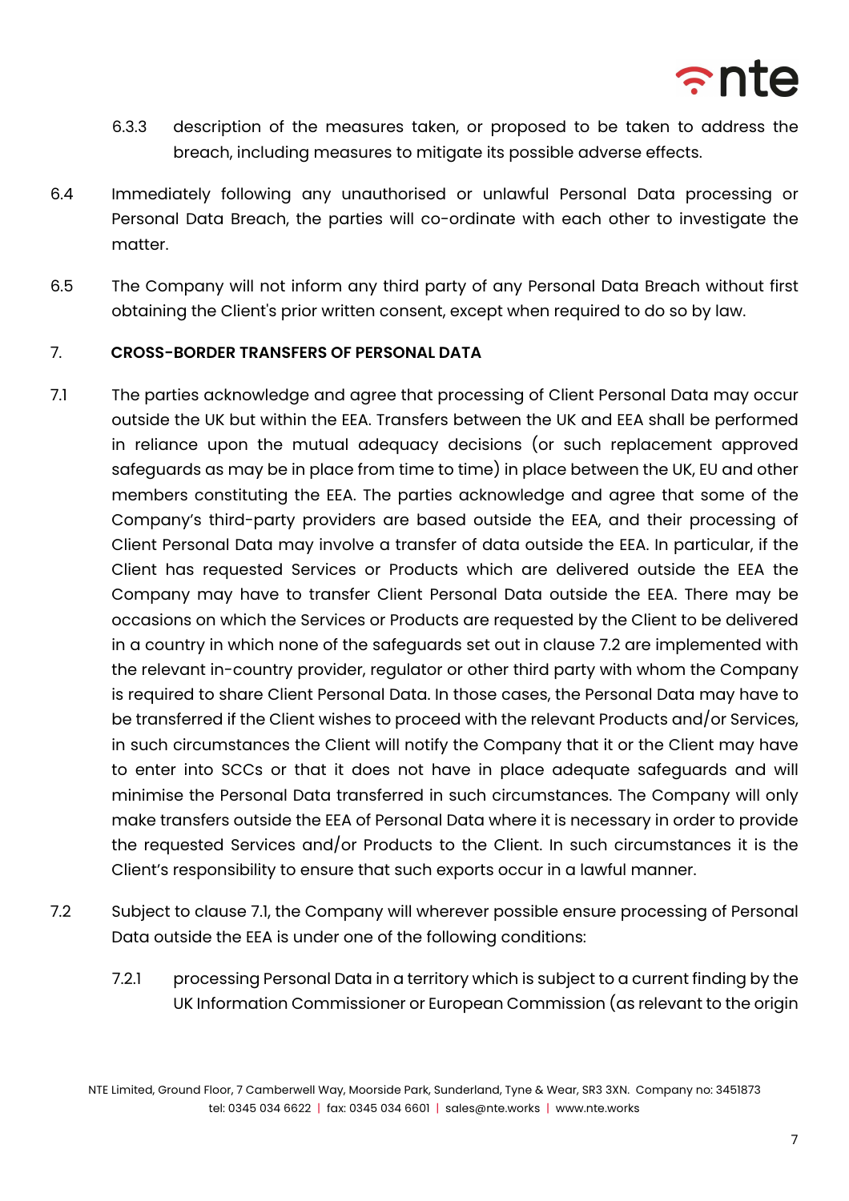6.3.3 description of the measures taken, or proposed to be taken to address the breach, including measures to mitigate its possible adverse effects.

6.4 Immediately following any unauthorised or unlawful Personal Data processing or Personal Data Breach, the parties will co-ordinate with each other to investigate the matter.

6.5 The Company will not inform any third party of any Personal Data Breach without first obtaining the Client's prior written consent, except when required to do so by law.

## 7. CROSS-BORDER TRANSFERS OF PERSONAL DATA

7.1 The parties acknowledge and agree that processing of Client Personal Data may occur outside the UK but within the EEA. Transfers between the UK and EEA shall be performed in reliance upon the mutual adequacy decisions (or such replacement approved safeguards as may be in place from time to time) in place between the UK, EU and other members constituting the EEA. The parties acknowledge and agree that some of the Company's third-party providers are based outside the EEA, and their processing of Client Personal Data may involve a transfer of data outside the EEA. In particular, if the Client has requested Services or Products which are delivered outside the EEA the Company may have to transfer Client Personal Data outside the EEA. There may be occasions on which the Services or Products are requested by the Client to be delivered in a country in which none of the safeguards set out in clause 7.2 are implemented with the relevant in-country provider, regulator or other third party with whom the Company is required to share Client Personal Data. In those cases, the Personal Data may have to be transferred if the Client wishes to proceed with the relevant Products and/or Services, in such circumstances the Client will notify the Company that it or the Client may have to enter into SCCs or that it does not have in place adequate safeguards and will minimise the Personal Data transferred in such circumstances. The Company will only make transfers outside the EEA of Personal Data where it is necessary in order to provide the requested Services and/or Products to the Client. In such circumstances it is the Client's responsibility to ensure that such exports occur in a lawful manner.

7.2 Subject to clause 7.1, the Company will wherever possible ensure processing of Personal Data outside the EEA is under one of the following conditions:

7.2.1 processing Personal Data in a territory which is subject to a current finding by the UK Information Commissioner or European Commission (as relevant to the origin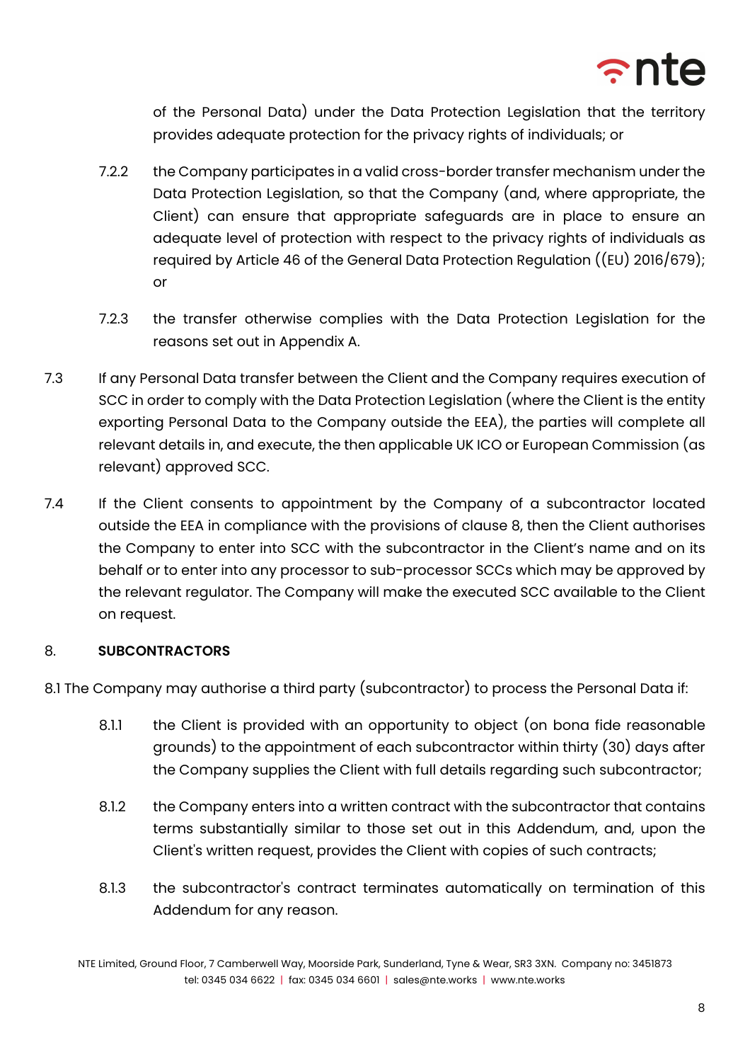of the Personal Data) under the Data Protection Legislation that the territory provides adequate protection for the privacy rights of individuals; or

7.2.2 the Company participates in a valid cross-border transfer mechanism under the Data Protection Legislation, so that the Company (and, where appropriate, the Client) can ensure that appropriate safeguards are in place to ensure an adequate level of protection with respect to the privacy rights of individuals as required by Article 46 of the General Data Protection Regulation ((EU) 2016/679); or

7.2.3 the transfer otherwise complies with the Data Protection Legislation for the reasons set out in Appendix A.

7.3 If any Personal Data transfer between the Client and the Company requires execution of SCC in order to comply with the Data Protection Legislation (where the Client is the entity exporting Personal Data to the Company outside the EEA), the parties will complete all relevant details in, and execute, the then applicable UK ICO or European Commission (as relevant) approved SCC.

7.4 If the Client consents to appointment by the Company of a subcontractor located outside the EEA in compliance with the provisions of clause 8, then the Client authorises the Company to enter into SCC with the subcontractor in the Client's name and on its behalf or to enter into any processor to sub-processor SCCs which may be approved by the relevant regulator. The Company will make the executed SCC available to the Client on request.

## 8. SUBCONTRACTORS

8.1 The Company may authorise a third party (subcontractor) to process the Personal Data if:

8.1.1 the Client is provided with an opportunity to object (on bona fide reasonable grounds) to the appointment of each subcontractor within thirty (30) days after the Company supplies the Client with full details regarding such subcontractor;

8.1.2 the Company enters into a written contract with the subcontractor that contains terms substantially similar to those set out in this Addendum, and, upon the Client's written request, provides the Client with copies of such contracts;

8.1.3 the subcontractor's contract terminates automatically on termination of this Addendum for any reason.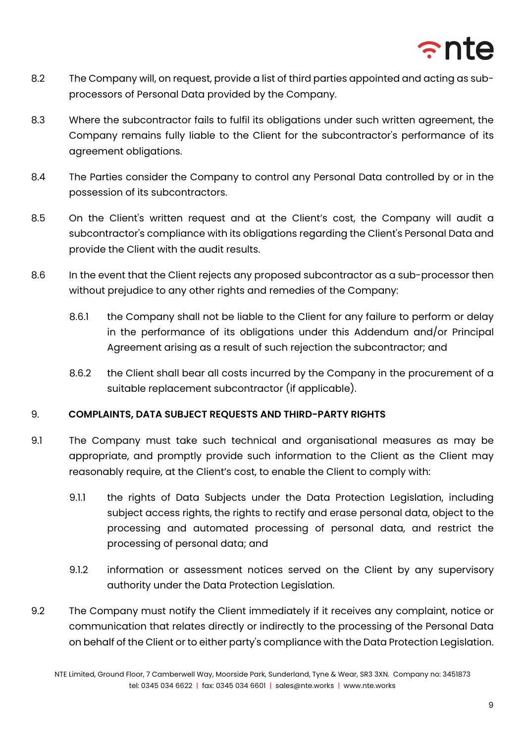8.2 The Company will, on request, provide a list of third parties appointed and acting as sub-processors of Personal Data provided by the Company.

8.3 Where the subcontractor fails to fulfil its obligations under such written agreement, the Company remains fully liable to the Client for the subcontractor's performance of its agreement obligations.

8.4 The Parties consider the Company to control any Personal Data controlled by or in the possession of its subcontractors.

8.5 On the Client's written request and at the Client's cost, the Company will audit a subcontractor's compliance with its obligations regarding the Client's Personal Data and provide the Client with the audit results.

8.6 In the event that the Client rejects any proposed subcontractor as a sub-processor then without prejudice to any other rights and remedies of the Company:

8.6.1 the Company shall not be liable to the Client for any failure to perform or delay in the performance of its obligations under this Addendum and/or Principal Agreement arising as a result of such rejection the subcontractor; and

8.6.2 the Client shall bear all costs incurred by the Company in the procurement of a suitable replacement subcontractor (if applicable).

## 9. COMPLAINTS, DATA SUBJECT REQUESTS AND THIRD-PARTY RIGHTS

9.1 The Company must take such technical and organisational measures as may be appropriate, and promptly provide such information to the Client as the Client may reasonably require, at the Client's cost, to enable the Client to comply with:

9.1.1 the rights of Data Subjects under the Data Protection Legislation, including subject access rights, the rights to rectify and erase personal data, object to the processing and automated processing of personal data, and restrict the processing of personal data; and

9.1.2 information or assessment notices served on the Client by any supervisory authority under the Data Protection Legislation.

9.2 The Company must notify the Client immediately if it receives any complaint, notice or communication that relates directly or indirectly to the processing of the Personal Data on behalf of the Client or to either party's compliance with the Data Protection Legislation.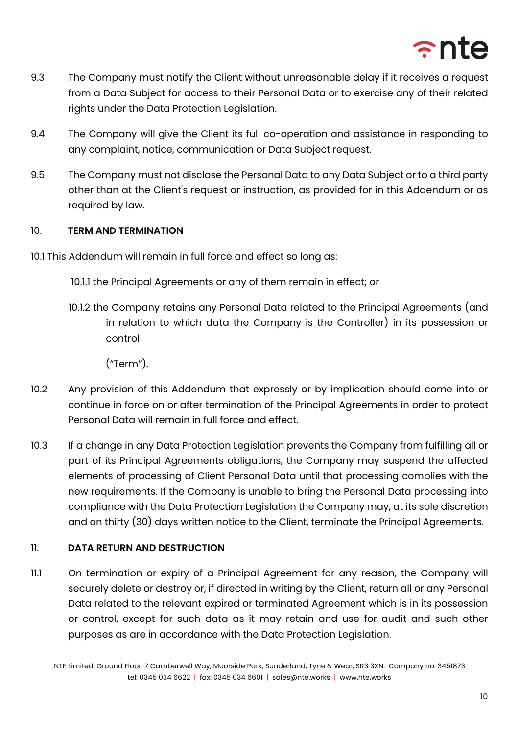9.3 The Company must notify the Client without unreasonable delay if it receives a request from a Data Subject for access to their Personal Data or to exercise any of their related rights under the Data Protection Legislation.

9.4 The Company will give the Client its full co-operation and assistance in responding to any complaint, notice, communication or Data Subject request.

9.5 The Company must not disclose the Personal Data to any Data Subject or to a third party other than at the Client's request or instruction, as provided for in this Addendum or as required by law.

## 10. TERM AND TERMINATION

10.1 This Addendum will remain in full force and effect so long as:

10.1.1 the Principal Agreements or any of them remain in effect; or

10.1.2 the Company retains any Personal Data related to the Principal Agreements (and in relation to which data the Company is the Controller) in its possession or control

("Term").

10.2 Any provision of this Addendum that expressly or by implication should come into or continue in force on or after termination of the Principal Agreements in order to protect Personal Data will remain in full force and effect.

10.3 If a change in any Data Protection Legislation prevents the Company from fulfilling all or part of its Principal Agreements obligations, the Company may suspend the affected elements of processing of Client Personal Data until that processing complies with the new requirements. If the Company is unable to bring the Personal Data processing into compliance with the Data Protection Legislation the Company may, at its sole discretion and on thirty (30) days written notice to the Client, terminate the Principal Agreements.

## 11. DATA RETURN AND DESTRUCTION

11.1 On termination or expiry of a Principal Agreement for any reason, the Company will securely delete or destroy or, if directed in writing by the Client, return all or any Personal Data related to the relevant expired or terminated Agreement which is in its possession or control, except for such data as it may retain and use for audit and such other purposes as are in accordance with the Data Protection Legislation.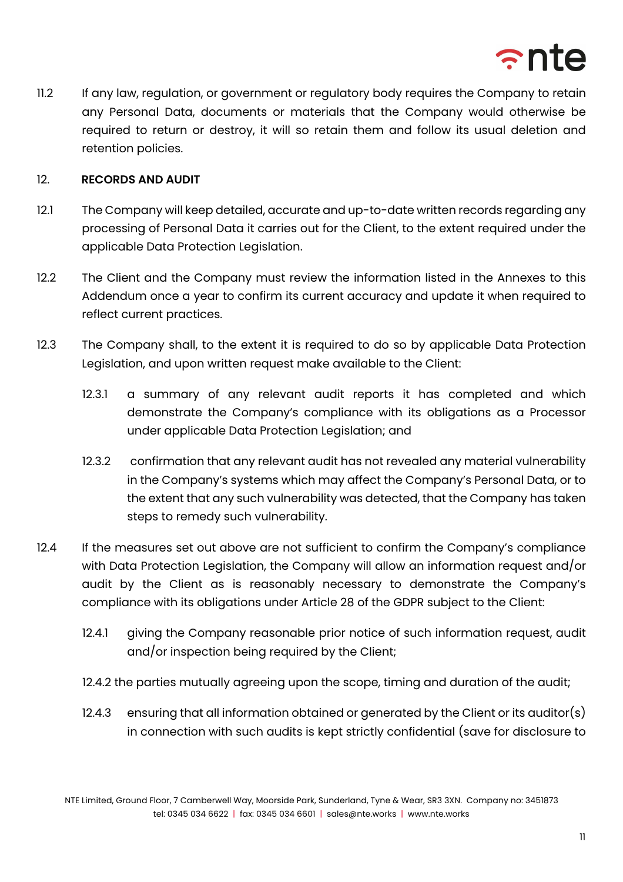11.2 If any law, regulation, or government or regulatory body requires the Company to retain any Personal Data, documents or materials that the Company would otherwise be required to return or destroy, it will so retain them and follow its usual deletion and retention policies.

## 12. RECORDS AND AUDIT

12.1 The Company will keep detailed, accurate and up-to-date written records regarding any processing of Personal Data it carries out for the Client, to the extent required under the applicable Data Protection Legislation.

12.2 The Client and the Company must review the information listed in the Annexes to this Addendum once a year to confirm its current accuracy and update it when required to reflect current practices.

12.3 The Company shall, to the extent it is required to do so by applicable Data Protection Legislation, and upon written request make available to the Client:

12.3.1 a summary of any relevant audit reports it has completed and which demonstrate the Company's compliance with its obligations as a Processor under applicable Data Protection Legislation; and

12.3.2 confirmation that any relevant audit has not revealed any material vulnerability in the Company's systems which may affect the Company's Personal Data, or to the extent that any such vulnerability was detected, that the Company has taken steps to remedy such vulnerability.

12.4 If the measures set out above are not sufficient to confirm the Company's compliance with Data Protection Legislation, the Company will allow an information request and/or audit by the Client as is reasonably necessary to demonstrate the Company's compliance with its obligations under Article 28 of the GDPR subject to the Client:

12.4.1 giving the Company reasonable prior notice of such information request, audit and/or inspection being required by the Client;

12.4.2 the parties mutually agreeing upon the scope, timing and duration of the audit;

12.4.3 ensuring that all information obtained or generated by the Client or its auditor(s) in connection with such audits is kept strictly confidential (save for disclosure to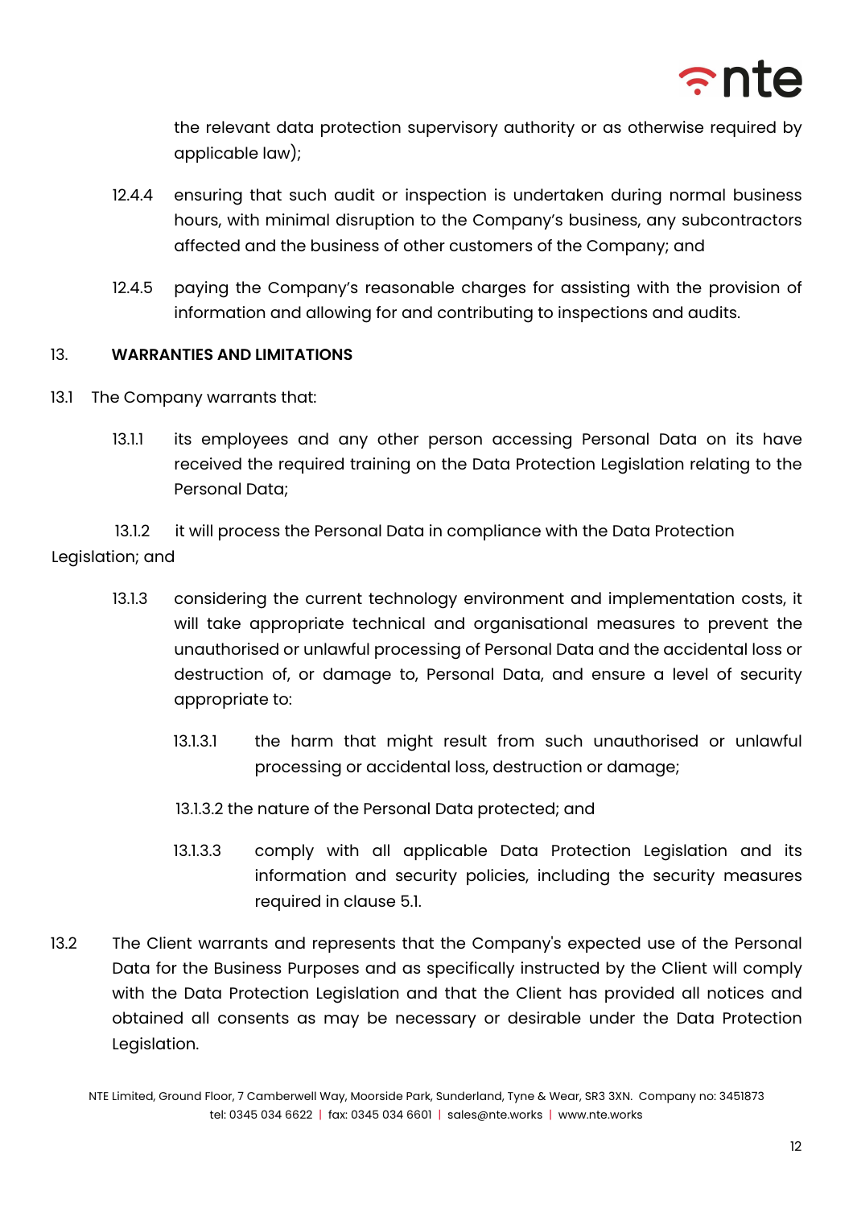the relevant data protection supervisory authority or as otherwise required by applicable law);

12.4.4 ensuring that such audit or inspection is undertaken during normal business hours, with minimal disruption to the Company's business, any subcontractors affected and the business of other customers of the Company; and

12.4.5 paying the Company's reasonable charges for assisting with the provision of information and allowing for and contributing to inspections and audits.

## 13. WARRANTIES AND LIMITATIONS

13.1 The Company warrants that:

13.1.1 its employees and any other person accessing Personal Data on its have received the required training on the Data Protection Legislation relating to the Personal Data;

13.1.2 it will process the Personal Data in compliance with the Data Protection Legislation; and

13.1.3 considering the current technology environment and implementation costs, it will take appropriate technical and organisational measures to prevent the unauthorised or unlawful processing of Personal Data and the accidental loss or destruction of, or damage to, Personal Data, and ensure a level of security appropriate to:

13.1.3.1 the harm that might result from such unauthorised or unlawful processing or accidental loss, destruction or damage;

13.1.3.2 the nature of the Personal Data protected; and

13.1.3.3 comply with all applicable Data Protection Legislation and its information and security policies, including the security measures required in clause 5.1.

13.2 The Client warrants and represents that the Company's expected use of the Personal Data for the Business Purposes and as specifically instructed by the Client will comply with the Data Protection Legislation and that the Client has provided all notices and obtained all consents as may be necessary or desirable under the Data Protection Legislation.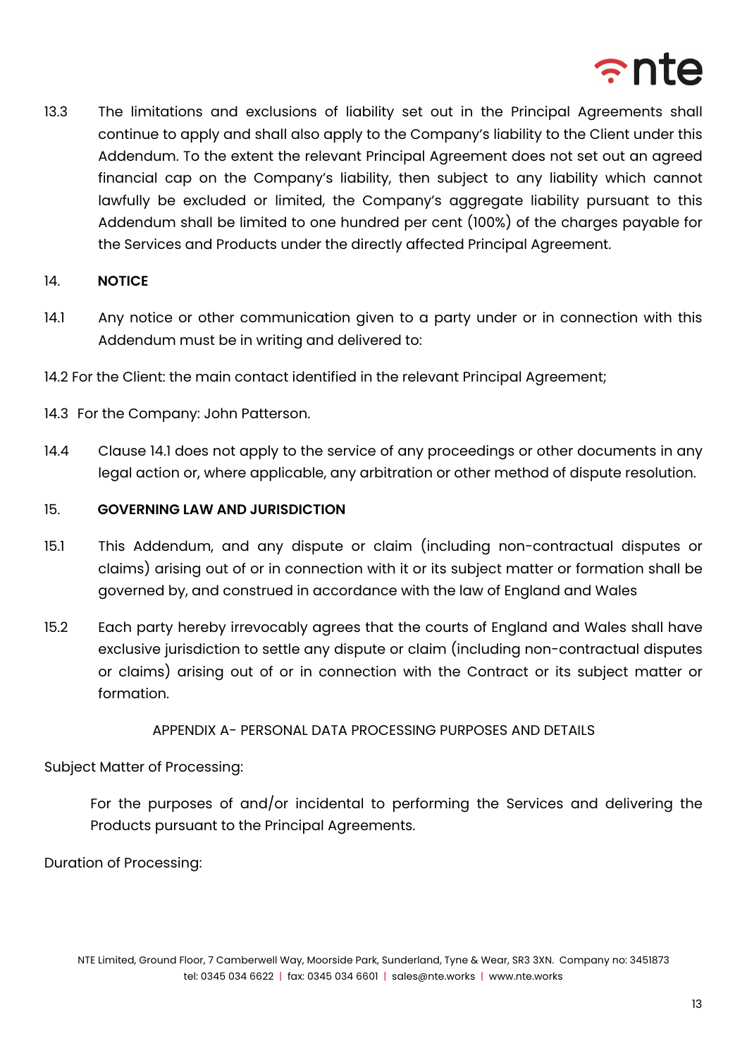13.3 The limitations and exclusions of liability set out in the Principal Agreements shall continue to apply and shall also apply to the Company's liability to the Client under this Addendum. To the extent the relevant Principal Agreement does not set out an agreed financial cap on the Company's liability, then subject to any liability which cannot lawfully be excluded or limited, the Company's aggregate liability pursuant to this Addendum shall be limited to one hundred per cent (100%) of the charges payable for the Services and Products under the directly affected Principal Agreement.

## 14. NOTICE

14.1 Any notice or other communication given to a party under or in connection with this Addendum must be in writing and delivered to:

14.2 For the Client: the main contact identified in the relevant Principal Agreement;

14.3 For the Company: John Patterson.

14.4 Clause 14.1 does not apply to the service of any proceedings or other documents in any legal action or, where applicable, any arbitration or other method of dispute resolution.

## 15. GOVERNING LAW AND JURISDICTION

15.1 This Addendum, and any dispute or claim (including non-contractual disputes or claims) arising out of or in connection with it or its subject matter or formation shall be governed by, and construed in accordance with the law of England and Wales

15.2 Each party hereby irrevocably agrees that the courts of England and Wales shall have exclusive jurisdiction to settle any dispute or claim (including non-contractual disputes or claims) arising out of or in connection with the Contract or its subject matter or formation.

## APPENDIX A- PERSONAL DATA PROCESSING PURPOSES AND DETAILS

Subject Matter of Processing:

For the purposes of and/or incidental to performing the Services and delivering the Products pursuant to the Principal Agreements.

Duration of Processing: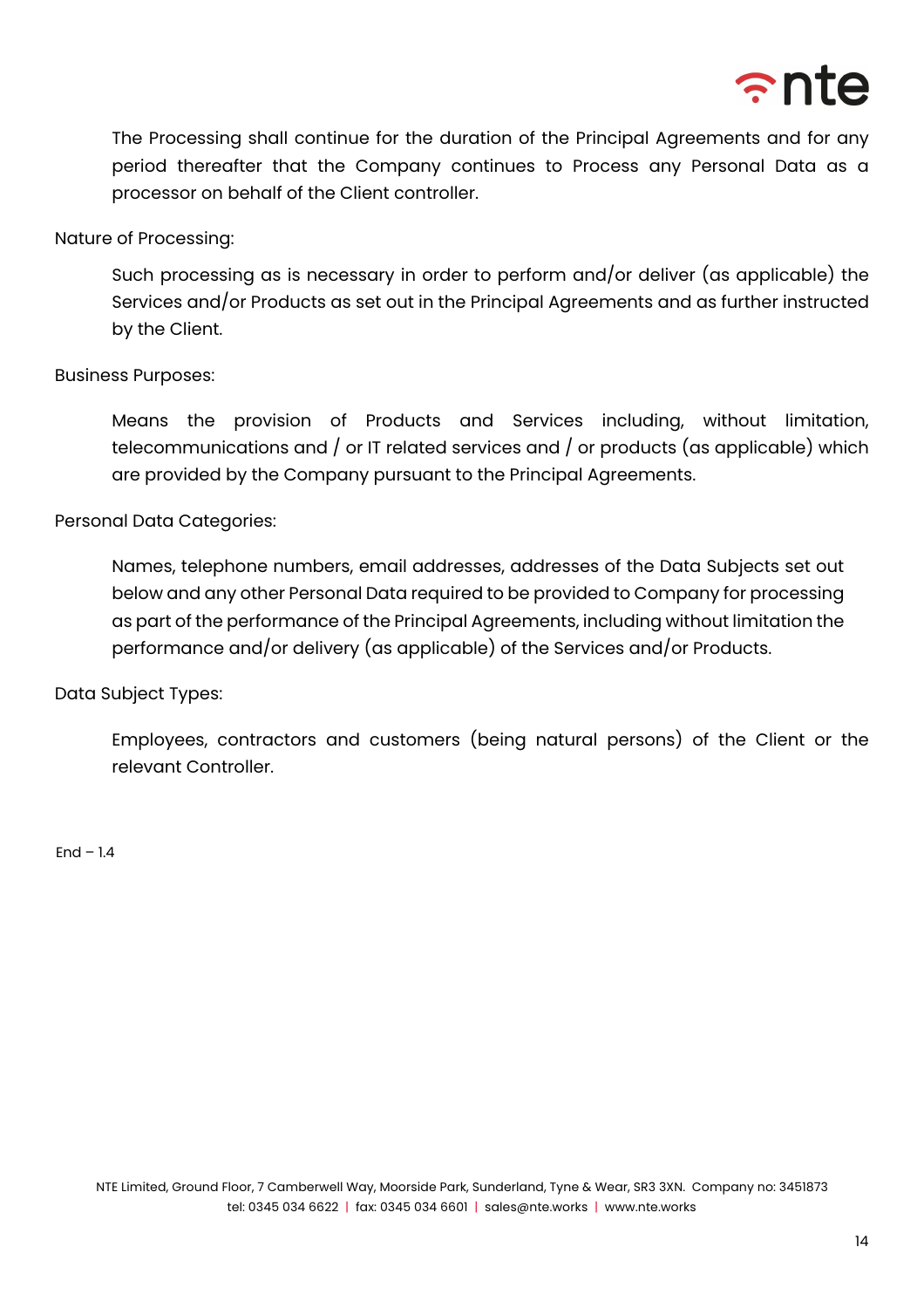The Processing shall continue for the duration of the Principal Agreements and for any period thereafter that the Company continues to Process any Personal Data as a processor on behalf of the Client controller.

Nature of Processing:

Such processing as is necessary in order to perform and/or deliver (as applicable) the Services and/or Products as set out in the Principal Agreements and as further instructed by the Client.

Business Purposes:

Means the provision of Products and Services including, without limitation, telecommunications and / or IT related services and / or products (as applicable) which are provided by the Company pursuant to the Principal Agreements.

Personal Data Categories:

Names, telephone numbers, email addresses, addresses of the Data Subjects set out below and any other Personal Data required to be provided to Company for processing as part of the performance of the Principal Agreements, including without limitation the performance and/or delivery (as applicable) of the Services and/or Products.

Data Subject Types:

Employees, contractors and customers (being natural persons) of the Client or the relevant Controller.

End – 1.4